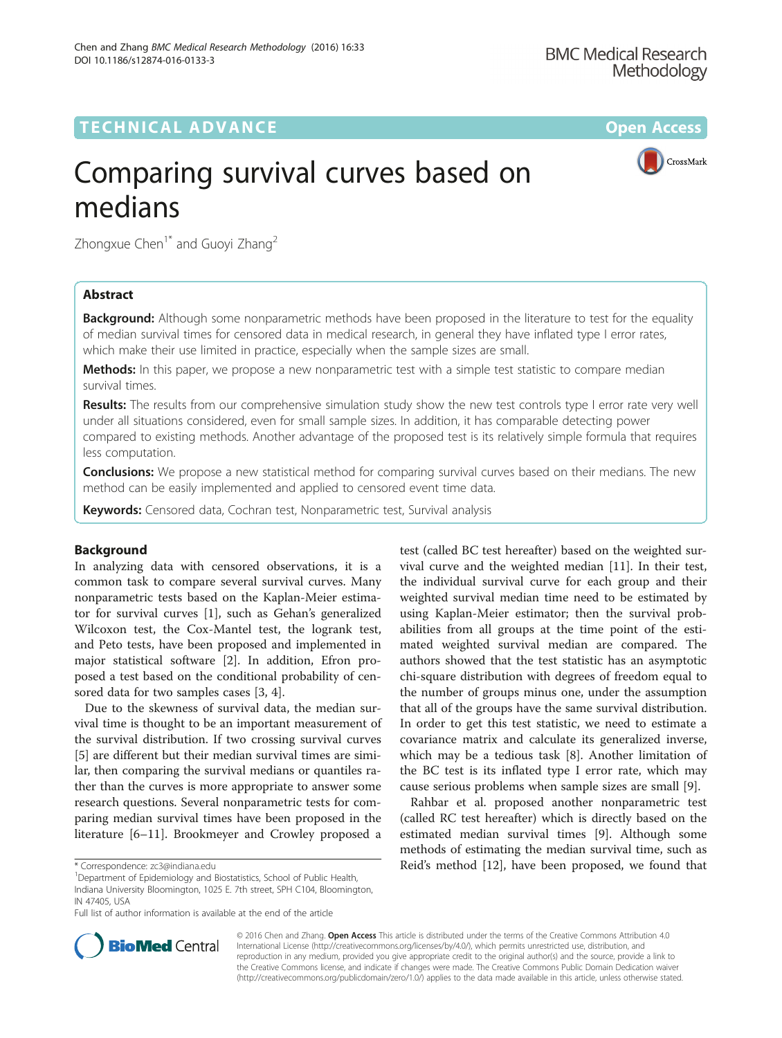TECHNICAL ADVANCE **Open Access**

# Comparing survival curves based on medians

Zhongxue Chen[1*] and Guoyi Zhang[2]

## Abstract

**Background:** Although some nonparametric methods have been proposed in the literature to test for the equality of median survival times for censored data in medical research, in general they have inflated type I error rates, which make their use limited in practice, especially when the sample sizes are small.

**Methods:** In this paper, we propose a new nonparametric test with a simple test statistic to compare median survival times.

**Results:** The results from our comprehensive simulation study show the new test controls type I error rate very well under all situations considered, even for small sample sizes. In addition, it has comparable detecting power compared to existing methods. Another advantage of the proposed test is its relatively simple formula that requires less computation.

**Conclusions:** We propose a new statistical method for comparing survival curves based on their medians. The new method can be easily implemented and applied to censored event time data.

**Keywords:** Censored data, Cochran test, Nonparametric test, Survival analysis

## Background

In analyzing data with censored observations, it is a common task to compare several survival curves. Many nonparametric tests based on the Kaplan-Meier estimator for survival curves [1], such as Gehan's generalized Wilcoxon test, the Cox-Mantel test, the logrank test, and Peto tests, have been proposed and implemented in major statistical software [2]. In addition, Efron proposed a test based on the conditional probability of censored data for two samples cases [3, 4].

Due to the skewness of survival data, the median survival time is thought to be an important measurement of the survival distribution. If two crossing survival curves [5] are different but their median survival times are similar, then comparing the survival medians or quantiles rather than the curves is more appropriate to answer some research questions. Several nonparametric tests for comparing median survival times have been proposed in the literature [6–11]. Brookmeyer and Crowley proposed a test (called BC test hereafter) based on the weighted survival curve and the weighted median [11]. In their test, the individual survival curve for each group and their weighted survival median time need to be estimated by using Kaplan-Meier estimator; then the survival probabilities from all groups at the time point of the estimated weighted survival median are compared. The authors showed that the test statistic has an asymptotic chi-square distribution with degrees of freedom equal to the number of groups minus one, under the assumption that all of the groups have the same survival distribution. In order to get this test statistic, we need to estimate a covariance matrix and calculate its generalized inverse, which may be a tedious task [8]. Another limitation of the BC test is its inflated type I error rate, which may cause serious problems when sample sizes are small [9].

Rahbar et al. proposed another nonparametric test (called RC test hereafter) which is directly based on the estimated median survival times [9]. Although some methods of estimating the median survival time, such as Reid's method [12], have been proposed, we found that

\* Correspondence: zc3@indiana.edu

[1]Department of Epidemiology and Biostatistics, School of Public Health, Indiana University Bloomington, 1025 E. 7th street, SPH C104, Bloomington, IN 47405, USA

Full list of author information is available at the end of the article

© 2016 Chen and Zhang. **Open Access** This article is distributed under the terms of the Creative Commons Attribution 4.0 International License (http://creativecommons.org/licenses/by/4.0/), which permits unrestricted use, distribution, and reproduction in any medium, provided you give appropriate credit to the original author(s) and the source, provide a link to the Creative Commons license, and indicate if changes were made. The Creative Commons Public Domain Dedication waiver (http://creativecommons.org/publicdomain/zero/1.0/) applies to the data made available in this article, unless otherwise stated.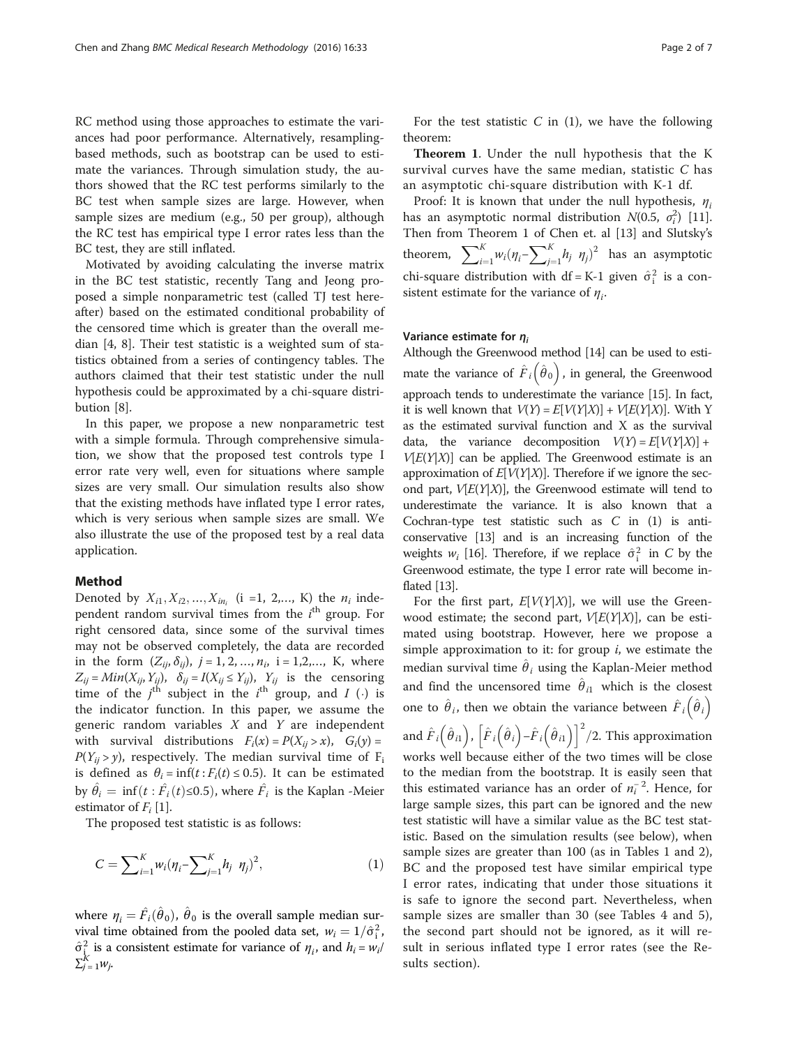RC method using those approaches to estimate the variances had poor performance. Alternatively, resampling-based methods, such as bootstrap can be used to estimate the variances. Through simulation study, the authors showed that the RC test performs similarly to the BC test when sample sizes are large. However, when sample sizes are medium (e.g., 50 per group), although the RC test has empirical type I error rates less than the BC test, they are still inflated.

Motivated by avoiding calculating the inverse matrix in the BC test statistic, recently Tang and Jeong proposed a simple nonparametric test (called TJ test hereafter) based on the estimated conditional probability of the censored time which is greater than the overall median [4, 8]. Their test statistic is a weighted sum of statistics obtained from a series of contingency tables. The authors claimed that their test statistic under the null hypothesis could be approximated by a chi-square distribution [8].

In this paper, we propose a new nonparametric test with a simple formula. Through comprehensive simulation, we show that the proposed test controls type I error rate very well, even for situations where sample sizes are very small. Our simulation results also show that the existing methods have inflated type I error rates, which is very serious when sample sizes are small. We also illustrate the use of the proposed test by a real data application.

## Method

Denoted by $X_{i1}, X_{i2}, \dots, X_{in_i}$ (i =1, 2,..., K) the $n_i$ independent random survival times from the $i^{\text{th}}$ group. For right censored data, since some of the survival times may not be observed completely, the data are recorded in the form $(Z_{ij}, \delta_{ij})$, $j = 1, 2, \dots, n_i$, $i = 1,2,\dots, K$, where $Z_{ij} = Min(X_{ij}, Y_{ij})$, $\delta_{ij} = I(X_{ij} \le Y_{ij})$, $Y_{ij}$ is the censoring time of the $j^{\text{th}}$ subject in the $i^{\text{th}}$ group, and $I(\cdot)$ is the indicator function. In this paper, we assume the generic random variables $X$ and $Y$ are independent with survival distributions $F_i(x) = P(X_{ij} > x)$, $G_i(y) = P(Y_{ij} > y)$, respectively. The median survival time of $F_i$ is defined as $\theta_i = \inf(t : F_i(t) \le 0.5)$. It can be estimated by $\hat{\theta}_i = \inf(t : \hat{F}_i(t) \le 0.5)$, where $\hat{F}_i$ is the Kaplan -Meier estimator of $F_i$ [1].

The proposed test statistic is as follows:

$$C = \sum_{i=1}^{K} w_i \left(\eta_i - \sum_{j=1}^{K} h_j \ \eta_j\right)^2, \tag{1}$$

where $\eta_i = \hat{F}_i(\hat{\theta}_0)$, $\hat{\theta}_0$ is the overall sample median survival time obtained from the pooled data set, $w_i = 1/\hat{\sigma}_i^2$, $\hat{\sigma}_i^2$ is a consistent estimate for variance of $\eta_i$, and $h_i = w_i / \sum_{j=1}^{K} w_j$.

For the test statistic $C$ in (1), we have the following theorem:

**Theorem 1**. Under the null hypothesis that the K survival curves have the same median, statistic $C$ has an asymptotic chi-square distribution with K-1 df.

Proof: It is known that under the null hypothesis, $\eta_i$ has an asymptotic normal distribution $N(0.5, \sigma_i^2)$ [11]. Then from Theorem 1 of Chen et. al [13] and Slutsky's theorem, $\sum_{i=1}^{K} w_i \left(\eta_i - \sum_{j=1}^{K} h_j \ \eta_j\right)^2$ has an asymptotic chi-square distribution with df = K-1 given $\hat{\sigma}_i^2$ is a consistent estimate for the variance of $\eta_i$.

### Variance estimate for $\eta_i$

Although the Greenwood method [14] can be used to estimate the variance of $\hat{F}_i\left(\hat{\theta}_0\right)$, in general, the Greenwood approach tends to underestimate the variance [15]. In fact, it is well known that $V(Y) = E[V(Y|X)] + V[E(Y|X)]$. With Y as the estimated survival function and X as the survival data, the variance decomposition $V(Y) = E[V(Y|X)] + V[E(Y|X)]$ can be applied. The Greenwood estimate is an approximation of $E[V(Y|X)]$. Therefore if we ignore the second part, $V[E(Y|X)]$, the Greenwood estimate will tend to underestimate the variance. It is also known that a Cochran-type test statistic such as $C$ in (1) is anti-conservative [13] and is an increasing function of the weights $w_i$ [16]. Therefore, if we replace $\hat{\sigma}_i^2$ in $C$ by the Greenwood estimate, the type I error rate will become inflated [13].

For the first part, $E[V(Y|X)]$, we will use the Greenwood estimate; the second part, $V[E(Y|X)]$, can be estimated using bootstrap. However, here we propose a simple approximation to it: for group $i$, we estimate the median survival time $\hat{\theta}_i$ using the Kaplan-Meier method and find the uncensored time $\hat{\theta}_{i1}$ which is the closest one to $\hat{\theta}_i$, then we obtain the variance between $\hat{F}_i\left(\hat{\theta}_i\right)$ and $\hat{F}_i\left(\hat{\theta}_{i1}\right)$, $\left[\hat{F}_i\left(\hat{\theta}_i\right) - \hat{F}_i\left(\hat{\theta}_{i1}\right)\right]^2/2$. This approximation works well because either of the two times will be close to the median from the bootstrap. It is easily seen that this estimated variance has an order of $n_i^{-2}$. Hence, for large sample sizes, this part can be ignored and the new test statistic will have a similar value as the BC test statistic. Based on the simulation results (see below), when sample sizes are greater than 100 (as in Tables 1 and 2), BC and the proposed test have similar empirical type I error rates, indicating that under those situations it is safe to ignore the second part. Nevertheless, when sample sizes are smaller than 30 (see Tables 4 and 5), the second part should not be ignored, as it will result in serious inflated type I error rates (see the Results section).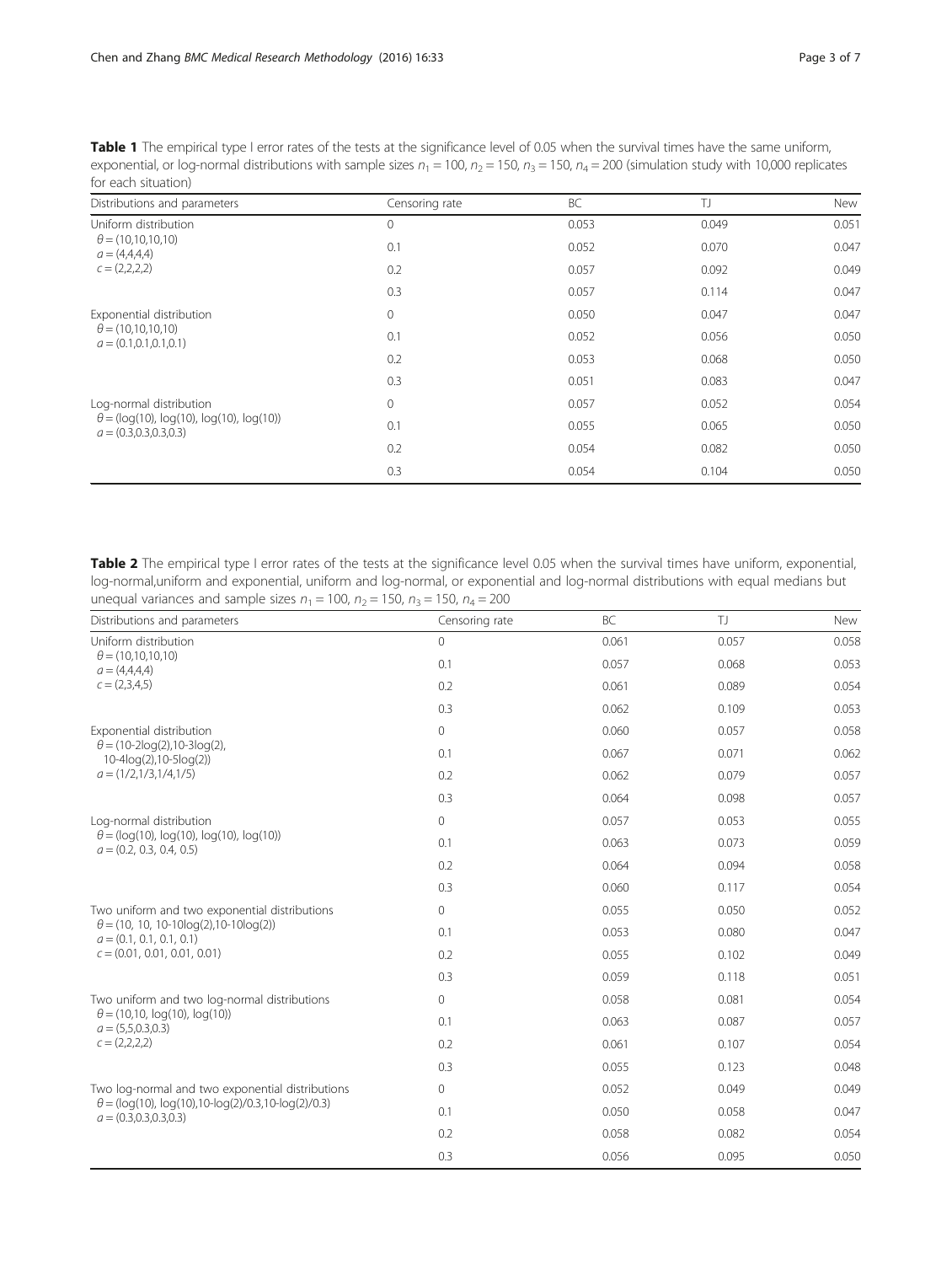**Table 1** The empirical type I error rates of the tests at the significance level of 0.05 when the survival times have the same uniform, exponential, or log-normal distributions with sample sizes $n_1 = 100$, $n_2 = 150$, $n_3 = 150$, $n_4 = 200$ (simulation study with 10,000 replicates for each situation)

| Distributions and parameters | Censoring rate | BC | TJ | New |
|---|---|---|---|---|
| Uniform distribution<br>$\theta = (10,10,10,10)$<br>$a = (4,4,4,4)$<br>$c = (2,2,2,2)$ | 0 | 0.053 | 0.049 | 0.051 |
| | 0.1 | 0.052 | 0.070 | 0.047 |
| | 0.2 | 0.057 | 0.092 | 0.049 |
| | 0.3 | 0.057 | 0.114 | 0.047 |
| Exponential distribution<br>$\theta = (10,10,10,10)$<br>$a = (0.1,0.1,0.1,0.1)$ | 0 | 0.050 | 0.047 | 0.047 |
| | 0.1 | 0.052 | 0.056 | 0.050 |
| | 0.2 | 0.053 | 0.068 | 0.050 |
| | 0.3 | 0.051 | 0.083 | 0.047 |
| Log-normal distribution<br>$\theta = (\log(10), \log(10), \log(10), \log(10))$<br>$a = (0.3,0.3,0.3,0.3)$ | 0 | 0.057 | 0.052 | 0.054 |
| | 0.1 | 0.055 | 0.065 | 0.050 |
| | 0.2 | 0.054 | 0.082 | 0.050 |
| | 0.3 | 0.054 | 0.104 | 0.050 |

**Table 2** The empirical type I error rates of the tests at the significance level 0.05 when the survival times have uniform, exponential, log-normal,uniform and exponential, uniform and log-normal, or exponential and log-normal distributions with equal medians but unequal variances and sample sizes $n_1 = 100$, $n_2 = 150$, $n_3 = 150$, $n_4 = 200$

| Distributions and parameters | Censoring rate | BC | TJ | New |
|---|---|---|---|---|
| Uniform distribution<br>$\theta = (10,10,10,10)$<br>$a = (4,4,4,4)$<br>$c = (2,3,4,5)$ | 0 | 0.061 | 0.057 | 0.058 |
| | 0.1 | 0.057 | 0.068 | 0.053 |
| | 0.2 | 0.061 | 0.089 | 0.054 |
| | 0.3 | 0.062 | 0.109 | 0.053 |
| Exponential distribution<br>$\theta = (10\text{-}2\log(2),10\text{-}3\log(2),$<br>$10\text{-}4\log(2),10\text{-}5\log(2))$<br>$a = (1/2,1/3,1/4,1/5)$ | 0 | 0.060 | 0.057 | 0.058 |
| | 0.1 | 0.067 | 0.071 | 0.062 |
| | 0.2 | 0.062 | 0.079 | 0.057 |
| | 0.3 | 0.064 | 0.098 | 0.057 |
| Log-normal distribution<br>$\theta = (\log(10), \log(10), \log(10), \log(10))$<br>$a = (0.2, 0.3, 0.4, 0.5)$ | 0 | 0.057 | 0.053 | 0.055 |
| | 0.1 | 0.063 | 0.073 | 0.059 |
| | 0.2 | 0.064 | 0.094 | 0.058 |
| | 0.3 | 0.060 | 0.117 | 0.054 |
| Two uniform and two exponential distributions<br>$\theta = (10, 10, 10\text{-}10\log(2),10\text{-}10\log(2))$<br>$a = (0.1, 0.1, 0.1, 0.1)$<br>$c = (0.01, 0.01, 0.01, 0.01)$ | 0 | 0.055 | 0.050 | 0.052 |
| | 0.1 | 0.053 | 0.080 | 0.047 |
| | 0.2 | 0.055 | 0.102 | 0.049 |
| | 0.3 | 0.059 | 0.118 | 0.051 |
| Two uniform and two log-normal distributions<br>$\theta = (10,10, \log(10), \log(10))$<br>$a = (5,5,0.3,0.3)$<br>$c = (2,2,2,2)$ | 0 | 0.058 | 0.081 | 0.054 |
| | 0.1 | 0.063 | 0.087 | 0.057 |
| | 0.2 | 0.061 | 0.107 | 0.054 |
| | 0.3 | 0.055 | 0.123 | 0.048 |
| Two log-normal and two exponential distributions<br>$\theta = (\log(10), \log(10),10\text{-}\log(2)/0.3,10\text{-}\log(2)/0.3)$<br>$a = (0.3,0.3,0.3,0.3)$ | 0 | 0.052 | 0.049 | 0.049 |
| | 0.1 | 0.050 | 0.058 | 0.047 |
| | 0.2 | 0.058 | 0.082 | 0.054 |
| | 0.3 | 0.056 | 0.095 | 0.050 |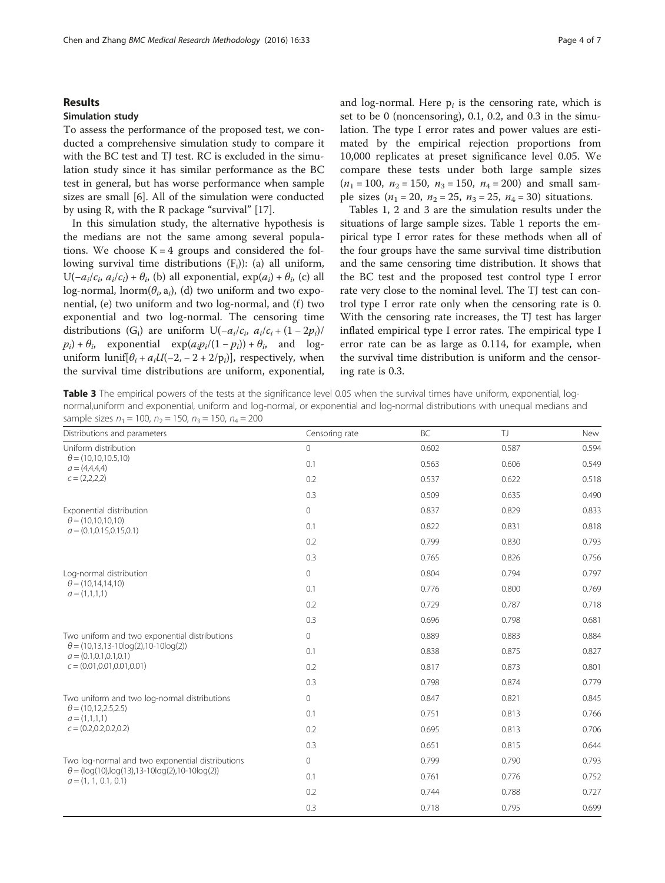## Results

### Simulation study

To assess the performance of the proposed test, we conducted a comprehensive simulation study to compare it with the BC test and TJ test. RC is excluded in the simulation study since it has similar performance as the BC test in general, but has worse performance when sample sizes are small [6]. All of the simulation were conducted by using R, with the R package "survival" [17].

In this simulation study, the alternative hypothesis is the medians are not the same among several populations. We choose K = 4 groups and considered the following survival time distributions ($F_i$)): (a) all uniform, $U(-a_i/c_i, a_i/c_i) + \theta_i$, (b) all exponential, $\exp(a_i) + \theta_i$, (c) all log-normal, $\mathrm{lnorm}(\theta_i, a_i)$, (d) two uniform and two exponential, (e) two uniform and two log-normal, and (f) two exponential and two log-normal. The censoring time distributions ($G_i$) are uniform $U(-a_i/c_i, a_i/c_i + (1-2p_i)/p_i) + \theta_i$, exponential $\exp(a_i p_i/(1-p_i)) + \theta_i$, and log-uniform $\mathrm{lunif}[\theta_i + a_i U(-2, -2 + 2/p_i)]$, respectively, when the survival time distributions are uniform, exponential, and log-normal. Here $p_i$ is the censoring rate, which is set to be 0 (noncensoring), 0.1, 0.2, and 0.3 in the simulation. The type I error rates and power values are estimated by the empirical rejection proportions from 10,000 replicates at preset significance level 0.05. We compare these tests under both large sample sizes ($n_1 = 100$, $n_2 = 150$, $n_3 = 150$, $n_4 = 200$) and small sample sizes ($n_1 = 20$, $n_2 = 25$, $n_3 = 25$, $n_4 = 30$) situations.

Tables 1, 2 and 3 are the simulation results under the situations of large sample sizes. Table 1 reports the empirical type I error rates for these methods when all of the four groups have the same survival time distribution and the same censoring time distribution. It shows that the BC test and the proposed test control type I error rate very close to the nominal level. The TJ test can control type I error rate only when the censoring rate is 0. With the censoring rate increases, the TJ test has larger inflated empirical type I error rates. The empirical type I error rate can be as large as 0.114, for example, when the survival time distribution is uniform and the censoring rate is 0.3.

**Table 3** The empirical powers of the tests at the significance level 0.05 when the survival times have uniform, exponential, log-normal,uniform and exponential, uniform and log-normal, or exponential and log-normal distributions with unequal medians and sample sizes $n_1 = 100$, $n_2 = 150$, $n_3 = 150$, $n_4 = 200$

| Distributions and parameters | Censoring rate | BC | TJ | New |
|---|---|---|---|---|
| Uniform distribution | 0 | 0.602 | 0.587 | 0.594 |
| $\theta = (10,10,10.5,10)$ | 0.1 | 0.563 | 0.606 | 0.549 |
| $a = (4,4,4,4)$ | 0.2 | 0.537 | 0.622 | 0.518 |
| $c = (2,2,2,2)$ | 0.3 | 0.509 | 0.635 | 0.490 |
| Exponential distribution | 0 | 0.837 | 0.829 | 0.833 |
| $\theta = (10,10,10,10)$ | 0.1 | 0.822 | 0.831 | 0.818 |
| $a = (0.1,0.15,0.15,0.1)$ | 0.2 | 0.799 | 0.830 | 0.793 |
| | 0.3 | 0.765 | 0.826 | 0.756 |
| Log-normal distribution | 0 | 0.804 | 0.794 | 0.797 |
| $\theta = (10,14,14,10)$ | 0.1 | 0.776 | 0.800 | 0.769 |
| $a = (1,1,1,1)$ | 0.2 | 0.729 | 0.787 | 0.718 |
| | 0.3 | 0.696 | 0.798 | 0.681 |
| Two uniform and two exponential distributions | 0 | 0.889 | 0.883 | 0.884 |
| $\theta = (10,13,13-10\log(2),10-10\log(2))$ | 0.1 | 0.838 | 0.875 | 0.827 |
| $a = (0.1,0.1,0.1,0.1)$ | 0.2 | 0.817 | 0.873 | 0.801 |
| $c = (0.01,0.01,0.01,0.01)$ | 0.3 | 0.798 | 0.874 | 0.779 |
| Two uniform and two log-normal distributions | 0 | 0.847 | 0.821 | 0.845 |
| $\theta = (10,12,2.5,2.5)$ | 0.1 | 0.751 | 0.813 | 0.766 |
| $a = (1,1,1,1)$ | 0.2 | 0.695 | 0.813 | 0.706 |
| $c = (0.2,0.2,0.2,0.2)$ | 0.3 | 0.651 | 0.815 | 0.644 |
| Two log-normal and two exponential distributions | 0 | 0.799 | 0.790 | 0.793 |
| $\theta = (\log(10),\log(13),13-10\log(2),10-10\log(2))$ | 0.1 | 0.761 | 0.776 | 0.752 |
| $a = (1, 1, 0.1, 0.1)$ | 0.2 | 0.744 | 0.788 | 0.727 |
| | 0.3 | 0.718 | 0.795 | 0.699 |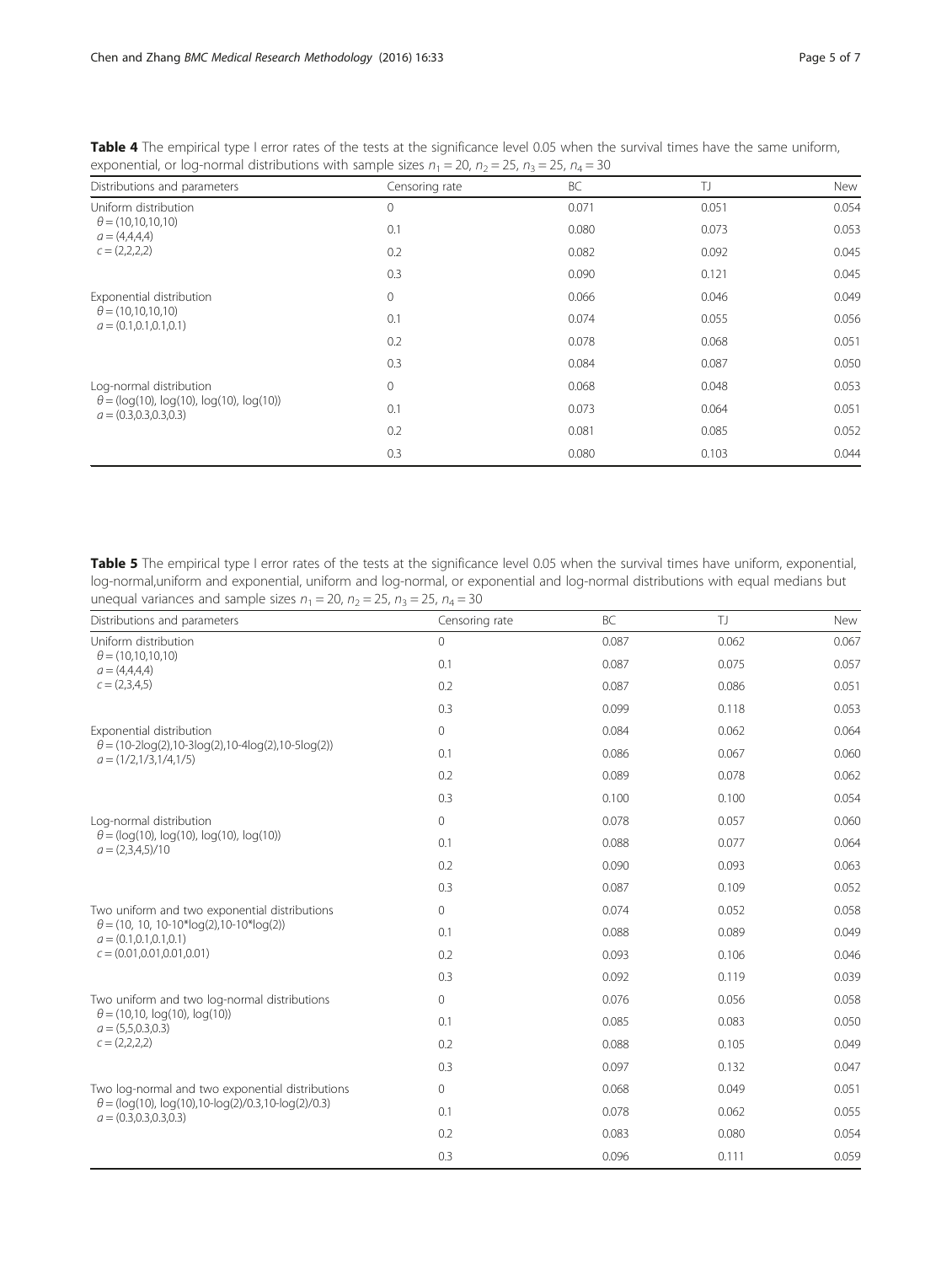**Table 4** The empirical type I error rates of the tests at the significance level 0.05 when the survival times have the same uniform, exponential, or log-normal distributions with sample sizes $n_1 = 20$, $n_2 = 25$, $n_3 = 25$, $n_4 = 30$

| Distributions and parameters | Censoring rate | BC | TJ | New |
|---|---|---|---|---|
| Uniform distribution $\theta = (10,10,10,10)$ $a = (4,4,4,4)$ $c = (2,2,2,2)$ | 0 | 0.071 | 0.051 | 0.054 |
| | 0.1 | 0.080 | 0.073 | 0.053 |
| | 0.2 | 0.082 | 0.092 | 0.045 |
| | 0.3 | 0.090 | 0.121 | 0.045 |
| Exponential distribution $\theta = (10,10,10,10)$ $a = (0.1,0.1,0.1,0.1)$ | 0 | 0.066 | 0.046 | 0.049 |
| | 0.1 | 0.074 | 0.055 | 0.056 |
| | 0.2 | 0.078 | 0.068 | 0.051 |
| | 0.3 | 0.084 | 0.087 | 0.050 |
| Log-normal distribution $\theta = (\log(10), \log(10), \log(10), \log(10))$ $a = (0.3,0.3,0.3,0.3)$ | 0 | 0.068 | 0.048 | 0.053 |
| | 0.1 | 0.073 | 0.064 | 0.051 |
| | 0.2 | 0.081 | 0.085 | 0.052 |
| | 0.3 | 0.080 | 0.103 | 0.044 |

**Table 5** The empirical type I error rates of the tests at the significance level 0.05 when the survival times have uniform, exponential, log-normal,uniform and exponential, uniform and log-normal, or exponential and log-normal distributions with equal medians but unequal variances and sample sizes $n_1 = 20$, $n_2 = 25$, $n_3 = 25$, $n_4 = 30$

| Distributions and parameters | Censoring rate | BC | TJ | New |
|---|---|---|---|---|
| Uniform distribution $\theta = (10,10,10,10)$ $a = (4,4,4,4)$ $c = (2,3,4,5)$ | 0 | 0.087 | 0.062 | 0.067 |
| | 0.1 | 0.087 | 0.075 | 0.057 |
| | 0.2 | 0.087 | 0.086 | 0.051 |
| | 0.3 | 0.099 | 0.118 | 0.053 |
| Exponential distribution $\theta = (10\text{-}2\log(2),10\text{-}3\log(2),10\text{-}4\log(2),10\text{-}5\log(2))$ $a = (1/2,1/3,1/4,1/5)$ | 0 | 0.084 | 0.062 | 0.064 |
| | 0.1 | 0.086 | 0.067 | 0.060 |
| | 0.2 | 0.089 | 0.078 | 0.062 |
| | 0.3 | 0.100 | 0.100 | 0.054 |
| Log-normal distribution $\theta = (\log(10), \log(10), \log(10), \log(10))$ $a = (2,3,4,5)/10$ | 0 | 0.078 | 0.057 | 0.060 |
| | 0.1 | 0.088 | 0.077 | 0.064 |
| | 0.2 | 0.090 | 0.093 | 0.063 |
| | 0.3 | 0.087 | 0.109 | 0.052 |
| Two uniform and two exponential distributions $\theta = (10, 10, 10\text{-}10*\log(2),10\text{-}10*\log(2))$ $a = (0.1,0.1,0.1,0.1)$ $c = (0.01,0.01,0.01,0.01)$ | 0 | 0.074 | 0.052 | 0.058 |
| | 0.1 | 0.088 | 0.089 | 0.049 |
| | 0.2 | 0.093 | 0.106 | 0.046 |
| | 0.3 | 0.092 | 0.119 | 0.039 |
| Two uniform and two log-normal distributions $\theta = (10,10, \log(10), \log(10))$ $a = (5,5,0.3,0.3)$ $c = (2,2,2,2)$ | 0 | 0.076 | 0.056 | 0.058 |
| | 0.1 | 0.085 | 0.083 | 0.050 |
| | 0.2 | 0.088 | 0.105 | 0.049 |
| | 0.3 | 0.097 | 0.132 | 0.047 |
| Two log-normal and two exponential distributions $\theta = (\log(10), \log(10),10\text{-}\log(2)/0.3,10\text{-}\log(2)/0.3)$ $a = (0.3,0.3,0.3,0.3)$ | 0 | 0.068 | 0.049 | 0.051 |
| | 0.1 | 0.078 | 0.062 | 0.055 |
| | 0.2 | 0.083 | 0.080 | 0.054 |
| | 0.3 | 0.096 | 0.111 | 0.059 |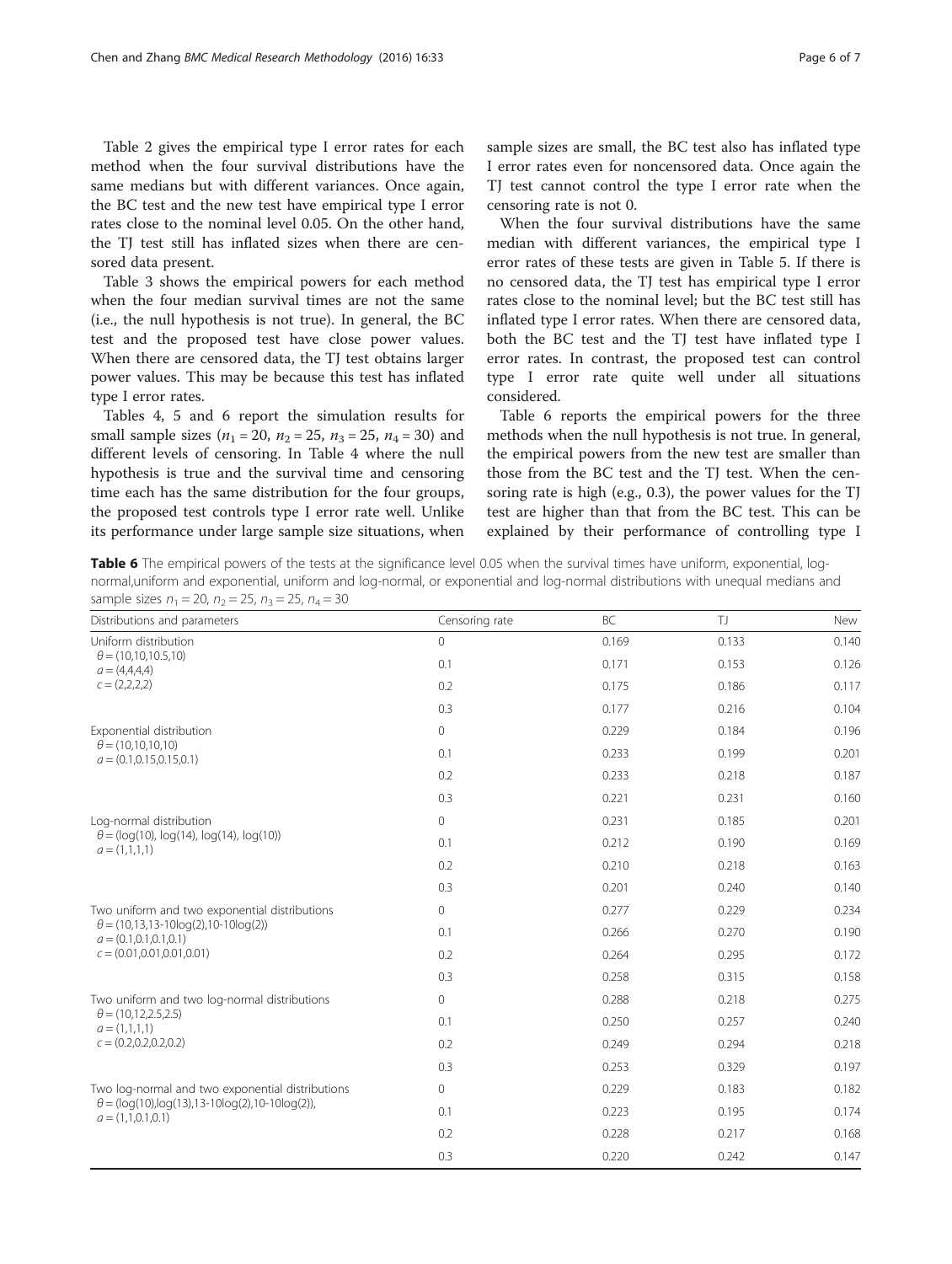Table 2 gives the empirical type I error rates for each method when the four survival distributions have the same medians but with different variances. Once again, the BC test and the new test have empirical type I error rates close to the nominal level 0.05. On the other hand, the TJ test still has inflated sizes when there are censored data present.

Table 3 shows the empirical powers for each method when the four median survival times are not the same (i.e., the null hypothesis is not true). In general, the BC test and the proposed test have close power values. When there are censored data, the TJ test obtains larger power values. This may be because this test has inflated type I error rates.

Tables 4, 5 and 6 report the simulation results for small sample sizes ($n_1 = 20$, $n_2 = 25$, $n_3 = 25$, $n_4 = 30$) and different levels of censoring. In Table 4 where the null hypothesis is true and the survival time and censoring time each has the same distribution for the four groups, the proposed test controls type I error rate well. Unlike its performance under large sample size situations, when sample sizes are small, the BC test also has inflated type I error rates even for noncensored data. Once again the TJ test cannot control the type I error rate when the censoring rate is not 0.

When the four survival distributions have the same median with different variances, the empirical type I error rates of these tests are given in Table 5. If there is no censored data, the TJ test has empirical type I error rates close to the nominal level; but the BC test still has inflated type I error rates. When there are censored data, both the BC test and the TJ test have inflated type I error rates. In contrast, the proposed test can control type I error rate quite well under all situations considered.

Table 6 reports the empirical powers for the three methods when the null hypothesis is not true. In general, the empirical powers from the new test are smaller than those from the BC test and the TJ test. When the censoring rate is high (e.g., 0.3), the power values for the TJ test are higher than that from the BC test. This can be explained by their performance of controlling type I

**Table 6** The empirical powers of the tests at the significance level 0.05 when the survival times have uniform, exponential, log-normal,uniform and exponential, uniform and log-normal, or exponential and log-normal distributions with unequal medians and sample sizes $n_1 = 20$, $n_2 = 25$, $n_3 = 25$, $n_4 = 30$

| Distributions and parameters | Censoring rate | BC | TJ | New |
|---|---|---|---|---|
| Uniform distribution<br>$\theta = (10,10,10.5,10)$<br>$a = (4,4,4,4)$<br>$c = (2,2,2,2)$ | 0 | 0.169 | 0.133 | 0.140 |
| | 0.1 | 0.171 | 0.153 | 0.126 |
| | 0.2 | 0.175 | 0.186 | 0.117 |
| | 0.3 | 0.177 | 0.216 | 0.104 |
| Exponential distribution<br>$\theta = (10,10,10,10)$<br>$a = (0.1,0.15,0.15,0.1)$ | 0 | 0.229 | 0.184 | 0.196 |
| | 0.1 | 0.233 | 0.199 | 0.201 |
| | 0.2 | 0.233 | 0.218 | 0.187 |
| | 0.3 | 0.221 | 0.231 | 0.160 |
| Log-normal distribution<br>$\theta = (\log(10), \log(14), \log(14), \log(10))$<br>$a = (1,1,1,1)$ | 0 | 0.231 | 0.185 | 0.201 |
| | 0.1 | 0.212 | 0.190 | 0.169 |
| | 0.2 | 0.210 | 0.218 | 0.163 |
| | 0.3 | 0.201 | 0.240 | 0.140 |
| Two uniform and two exponential distributions<br>$\theta = (10,13,13\text{-}10\log(2),10\text{-}10\log(2))$<br>$a = (0.1,0.1,0.1,0.1)$<br>$c = (0.01,0.01,0.01,0.01)$ | 0 | 0.277 | 0.229 | 0.234 |
| | 0.1 | 0.266 | 0.270 | 0.190 |
| | 0.2 | 0.264 | 0.295 | 0.172 |
| | 0.3 | 0.258 | 0.315 | 0.158 |
| Two uniform and two log-normal distributions<br>$\theta = (10,12,2.5,2.5)$<br>$a = (1,1,1,1)$<br>$c = (0.2,0.2,0.2,0.2)$ | 0 | 0.288 | 0.218 | 0.275 |
| | 0.1 | 0.250 | 0.257 | 0.240 |
| | 0.2 | 0.249 | 0.294 | 0.218 |
| | 0.3 | 0.253 | 0.329 | 0.197 |
| Two log-normal and two exponential distributions<br>$\theta = (\log(10),\log(13),13\text{-}10\log(2),10\text{-}10\log(2))$,<br>$a = (1,1,0.1,0.1)$ | 0 | 0.229 | 0.183 | 0.182 |
| | 0.1 | 0.223 | 0.195 | 0.174 |
| | 0.2 | 0.228 | 0.217 | 0.168 |
| | 0.3 | 0.220 | 0.242 | 0.147 |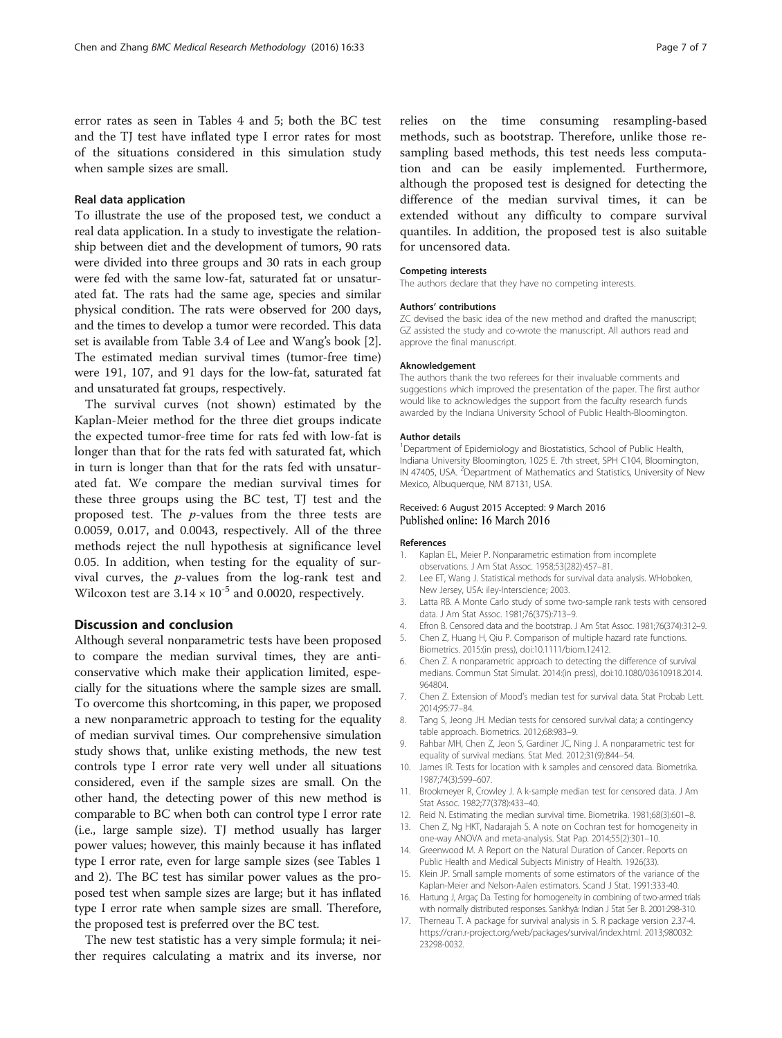error rates as seen in Tables 4 and 5; both the BC test and the TJ test have inflated type I error rates for most of the situations considered in this simulation study when sample sizes are small.

### Real data application

To illustrate the use of the proposed test, we conduct a real data application. In a study to investigate the relationship between diet and the development of tumors, 90 rats were divided into three groups and 30 rats in each group were fed with the same low-fat, saturated fat or unsaturated fat. The rats had the same age, species and similar physical condition. The rats were observed for 200 days, and the times to develop a tumor were recorded. This data set is available from Table 3.4 of Lee and Wang's book [2]. The estimated median survival times (tumor-free time) were 191, 107, and 91 days for the low-fat, saturated fat and unsaturated fat groups, respectively.

The survival curves (not shown) estimated by the Kaplan-Meier method for the three diet groups indicate the expected tumor-free time for rats fed with low-fat is longer than that for the rats fed with saturated fat, which in turn is longer than that for the rats fed with unsaturated fat. We compare the median survival times for these three groups using the BC test, TJ test and the proposed test. The $p$-values from the three tests are 0.0059, 0.017, and 0.0043, respectively. All of the three methods reject the null hypothesis at significance level 0.05. In addition, when testing for the equality of survival curves, the $p$-values from the log-rank test and Wilcoxon test are $3.14 \times 10^{-5}$ and 0.0020, respectively.

## Discussion and conclusion

Although several nonparametric tests have been proposed to compare the median survival times, they are anti-conservative which make their application limited, especially for the situations where the sample sizes are small. To overcome this shortcoming, in this paper, we proposed a new nonparametric approach to testing for the equality of median survival times. Our comprehensive simulation study shows that, unlike existing methods, the new test controls type I error rate very well under all situations considered, even if the sample sizes are small. On the other hand, the detecting power of this new method is comparable to BC when both can control type I error rate (i.e., large sample size). TJ method usually has larger power values; however, this mainly because it has inflated type I error rate, even for large sample sizes (see Tables 1 and 2). The BC test has similar power values as the proposed test when sample sizes are large; but it has inflated type I error rate when sample sizes are small. Therefore, the proposed test is preferred over the BC test.

The new test statistic has a very simple formula; it neither requires calculating a matrix and its inverse, nor relies on the time consuming resampling-based methods, such as bootstrap. Therefore, unlike those resampling based methods, this test needs less computation and can be easily implemented. Furthermore, although the proposed test is designed for detecting the difference of the median survival times, it can be extended without any difficulty to compare survival quantiles. In addition, the proposed test is also suitable for uncensored data.

#### Competing interests

The authors declare that they have no competing interests.

#### Authors' contributions

ZC devised the basic idea of the new method and drafted the manuscript; GZ assisted the study and co-wrote the manuscript. All authors read and approve the final manuscript.

#### Aknowledgement

The authors thank the two referees for their invaluable comments and suggestions which improved the presentation of the paper. The first author would like to acknowledges the support from the faculty research funds awarded by the Indiana University School of Public Health-Bloomington.

#### Author details

[1]Department of Epidemiology and Biostatistics, School of Public Health, Indiana University Bloomington, 1025 E. 7th street, SPH C104, Bloomington, IN 47405, USA. [2]Department of Mathematics and Statistics, University of New Mexico, Albuquerque, NM 87131, USA.

Received: 6 August 2015 Accepted: 9 March 2016
Published online: 16 March 2016

#### References

1. Kaplan EL, Meier P. Nonparametric estimation from incomplete observations. J Am Stat Assoc. 1958;53(282):457–81.
2. Lee ET, Wang J. Statistical methods for survival data analysis. WHoboken, New Jersey, USA: iley-Interscience; 2003.
3. Latta RB. A Monte Carlo study of some two-sample rank tests with censored data. J Am Stat Assoc. 1981;76(375):713–9.
4. Efron B. Censored data and the bootstrap. J Am Stat Assoc. 1981;76(374):312–9.
5. Chen Z, Huang H, Qiu P. Comparison of multiple hazard rate functions. Biometrics. 2015:(in press), doi:10.1111/biom.12412.
6. Chen Z. A nonparametric approach to detecting the difference of survival medians. Commun Stat Simulat. 2014:(in press), doi:10.1080/03610918.2014.964804.
7. Chen Z. Extension of Mood's median test for survival data. Stat Probab Lett. 2014;95:77–84.
8. Tang S, Jeong JH. Median tests for censored survival data; a contingency table approach. Biometrics. 2012;68:983–9.
9. Rahbar MH, Chen Z, Jeon S, Gardiner JC, Ning J. A nonparametric test for equality of survival medians. Stat Med. 2012;31(9):844–54.
10. James IR. Tests for location with k samples and censored data. Biometrika. 1987;74(3):599–607.
11. Brookmeyer R, Crowley J. A k-sample median test for censored data. J Am Stat Assoc. 1982;77(378):433–40.
12. Reid N. Estimating the median survival time. Biometrika. 1981;68(3):601–8.
13. Chen Z, Ng HKT, Nadarajah S. A note on Cochran test for homogeneity in one-way ANOVA and meta-analysis. Stat Pap. 2014;55(2):301–10.
14. Greenwood M. A Report on the Natural Duration of Cancer. Reports on Public Health and Medical Subjects Ministry of Health. 1926(33).
15. Klein JP. Small sample moments of some estimators of the variance of the Kaplan-Meier and Nelson-Aalen estimators. Scand J Stat. 1991:333-40.
16. Hartung J, Argaç Da. Testing for homogeneity in combining of two-armed trials with normally distributed responses. Sankhyā: Indian J Stat Ser B. 2001:298-310.
17. Therneau T. A package for survival analysis in S. R package version 2.37-4. https://cran.r-project.org/web/packages/survival/index.html. 2013;980032:23298-0032.